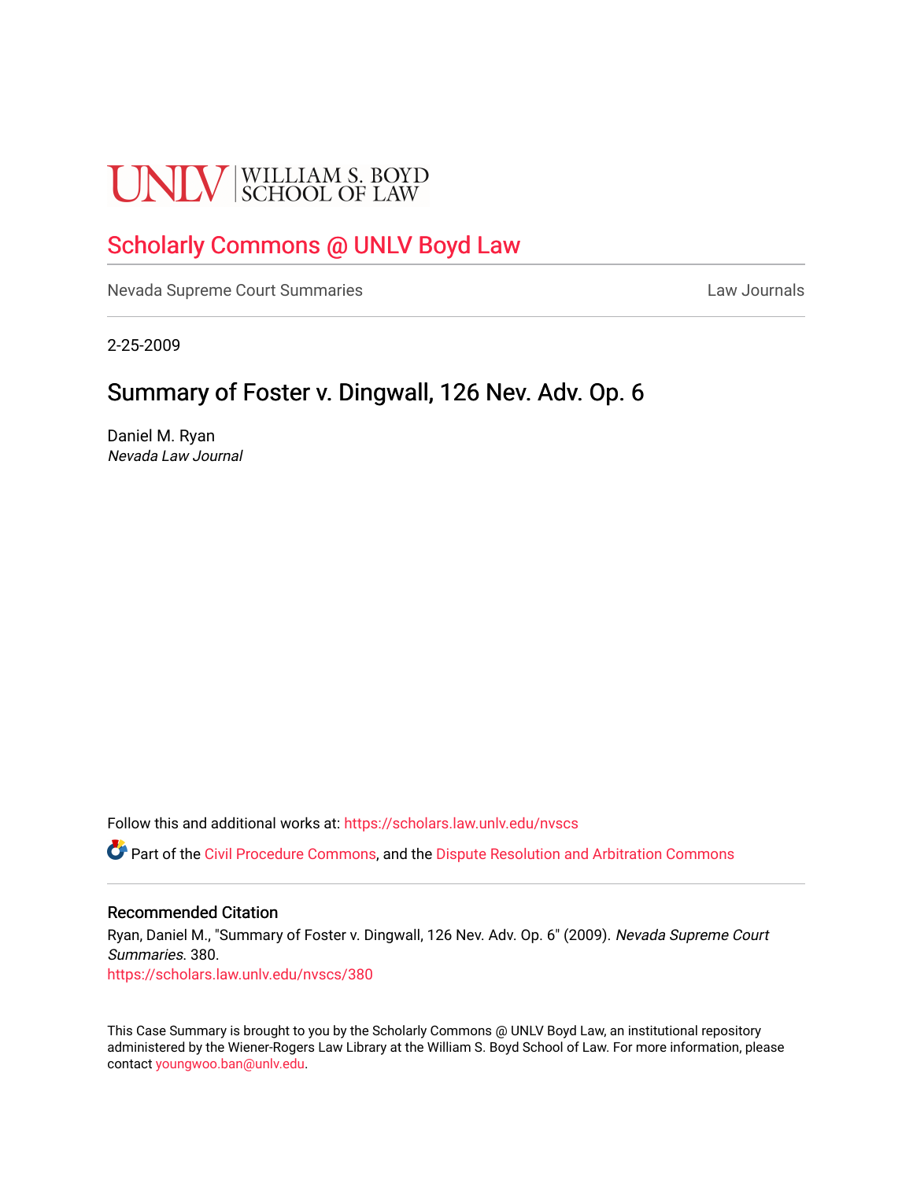UNLV | WILLIAM S. BOYD SCHOOL OF LAW

# Scholarly Commons @ UNLV Boyd Law

Nevada Supreme Court Summaries

Law Journals

2-25-2009

## Summary of Foster v. Dingwall, 126 Nev. Adv. Op. 6

Daniel M. Ryan
*Nevada Law Journal*

Follow this and additional works at: https://scholars.law.unlv.edu/nvscs

Part of the Civil Procedure Commons, and the Dispute Resolution and Arbitration Commons

### Recommended Citation

Ryan, Daniel M., "Summary of Foster v. Dingwall, 126 Nev. Adv. Op. 6" (2009). *Nevada Supreme Court Summaries*. 380.
https://scholars.law.unlv.edu/nvscs/380

This Case Summary is brought to you by the Scholarly Commons @ UNLV Boyd Law, an institutional repository administered by the Wiener-Rogers Law Library at the William S. Boyd School of Law. For more information, please contact youngwoo.ban@unlv.edu.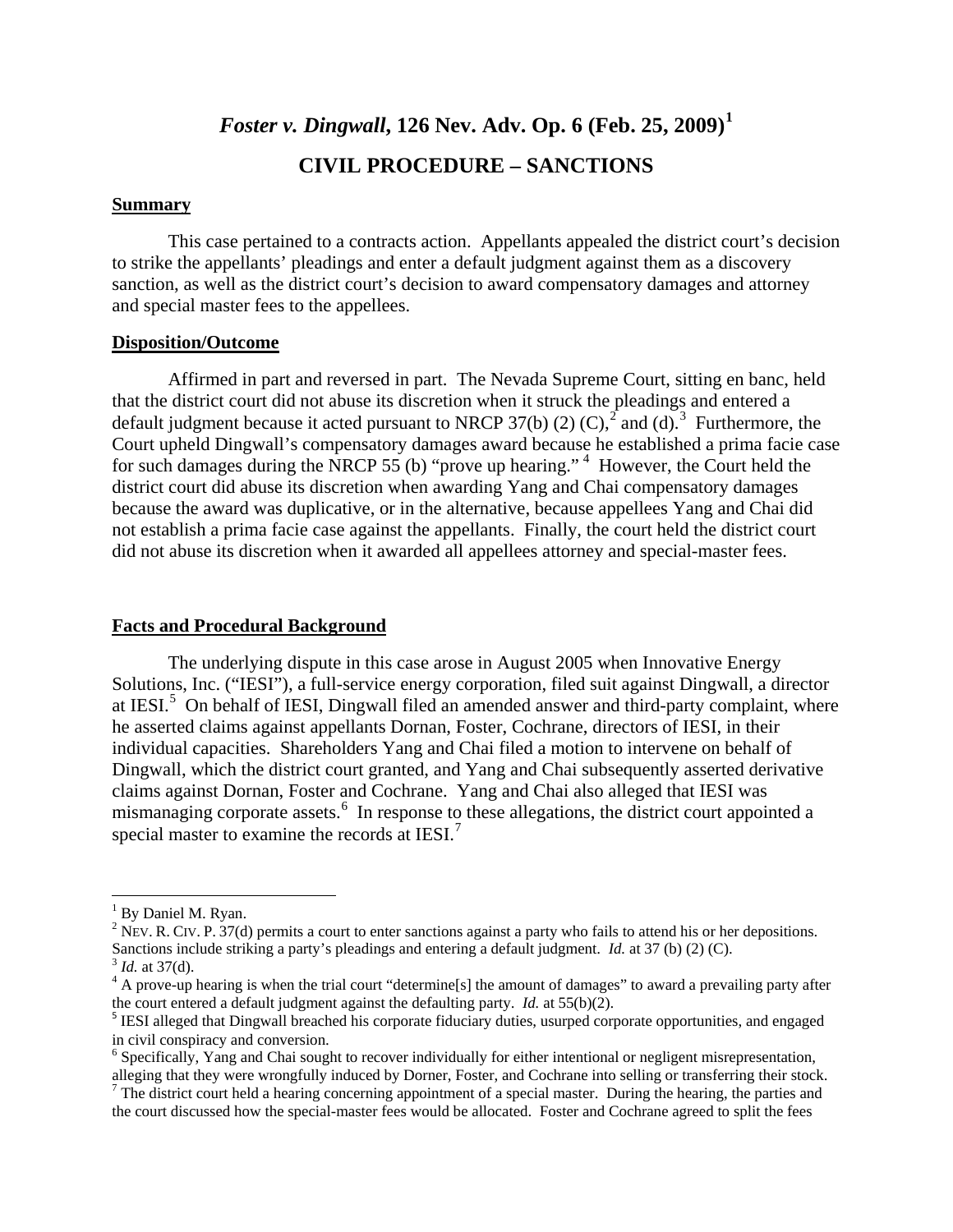# *Foster v. Dingwall*, 126 Nev. Adv. Op. 6 (Feb. 25, 2009)[1]

## CIVIL PROCEDURE – SANCTIONS

### Summary

This case pertained to a contracts action. Appellants appealed the district court's decision to strike the appellants' pleadings and enter a default judgment against them as a discovery sanction, as well as the district court's decision to award compensatory damages and attorney and special master fees to the appellees.

### Disposition/Outcome

Affirmed in part and reversed in part. The Nevada Supreme Court, sitting en banc, held that the district court did not abuse its discretion when it struck the pleadings and entered a default judgment because it acted pursuant to NRCP 37(b) (2) (C),[2] and (d).[3] Furthermore, the Court upheld Dingwall's compensatory damages award because he established a prima facie case for such damages during the NRCP 55 (b) "prove up hearing."[4] However, the Court held the district court did abuse its discretion when awarding Yang and Chai compensatory damages because the award was duplicative, or in the alternative, because appellees Yang and Chai did not establish a prima facie case against the appellants. Finally, the court held the district court did not abuse its discretion when it awarded all appellees attorney and special-master fees.

### Facts and Procedural Background

The underlying dispute in this case arose in August 2005 when Innovative Energy Solutions, Inc. ("IESI"), a full-service energy corporation, filed suit against Dingwall, a director at IESI.[5] On behalf of IESI, Dingwall filed an amended answer and third-party complaint, where he asserted claims against appellants Dornan, Foster, Cochrane, directors of IESI, in their individual capacities. Shareholders Yang and Chai filed a motion to intervene on behalf of Dingwall, which the district court granted, and Yang and Chai subsequently asserted derivative claims against Dornan, Foster and Cochrane. Yang and Chai also alleged that IESI was mismanaging corporate assets.[6] In response to these allegations, the district court appointed a special master to examine the records at IESI.[7]

---

[1] By Daniel M. Ryan.

[2] NEV. R. CIV. P. 37(d) permits a court to enter sanctions against a party who fails to attend his or her depositions. Sanctions include striking a party's pleadings and entering a default judgment. *Id.* at 37 (b) (2) (C).

[3] *Id.* at 37(d).

[4] A prove-up hearing is when the trial court "determine[s] the amount of damages" to award a prevailing party after the court entered a default judgment against the defaulting party. *Id.* at 55(b)(2).

[5] IESI alleged that Dingwall breached his corporate fiduciary duties, usurped corporate opportunities, and engaged in civil conspiracy and conversion.

[6] Specifically, Yang and Chai sought to recover individually for either intentional or negligent misrepresentation, alleging that they were wrongfully induced by Dorner, Foster, and Cochrane into selling or transferring their stock.

[7] The district court held a hearing concerning appointment of a special master. During the hearing, the parties and the court discussed how the special-master fees would be allocated. Foster and Cochrane agreed to split the fees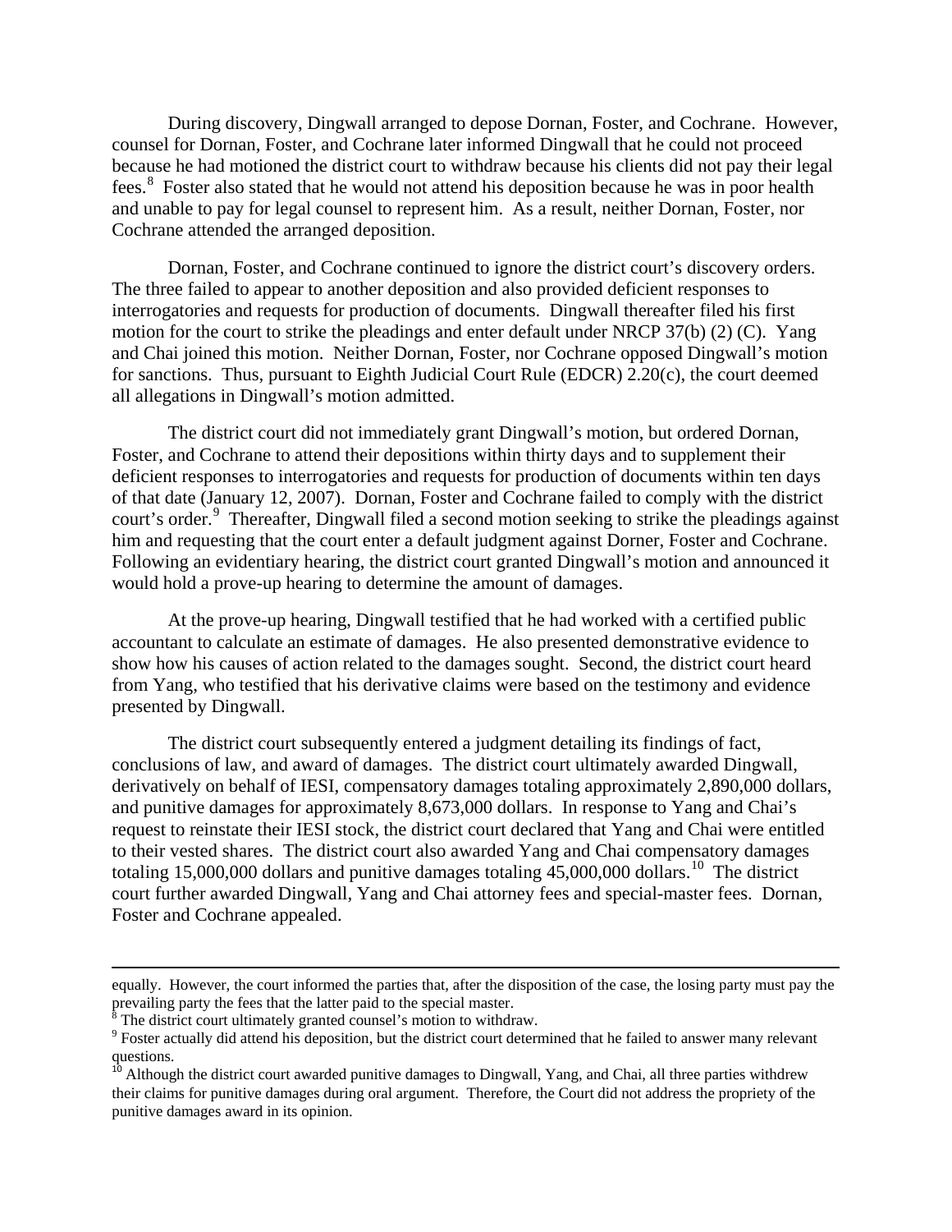During discovery, Dingwall arranged to depose Dornan, Foster, and Cochrane. However, counsel for Dornan, Foster, and Cochrane later informed Dingwall that he could not proceed because he had motioned the district court to withdraw because his clients did not pay their legal fees.[8] Foster also stated that he would not attend his deposition because he was in poor health and unable to pay for legal counsel to represent him. As a result, neither Dornan, Foster, nor Cochrane attended the arranged deposition.

Dornan, Foster, and Cochrane continued to ignore the district court's discovery orders. The three failed to appear to another deposition and also provided deficient responses to interrogatories and requests for production of documents. Dingwall thereafter filed his first motion for the court to strike the pleadings and enter default under NRCP 37(b) (2) (C). Yang and Chai joined this motion. Neither Dornan, Foster, nor Cochrane opposed Dingwall's motion for sanctions. Thus, pursuant to Eighth Judicial Court Rule (EDCR) 2.20(c), the court deemed all allegations in Dingwall's motion admitted.

The district court did not immediately grant Dingwall's motion, but ordered Dornan, Foster, and Cochrane to attend their depositions within thirty days and to supplement their deficient responses to interrogatories and requests for production of documents within ten days of that date (January 12, 2007). Dornan, Foster and Cochrane failed to comply with the district court's order.[9] Thereafter, Dingwall filed a second motion seeking to strike the pleadings against him and requesting that the court enter a default judgment against Dorner, Foster and Cochrane. Following an evidentiary hearing, the district court granted Dingwall's motion and announced it would hold a prove-up hearing to determine the amount of damages.

At the prove-up hearing, Dingwall testified that he had worked with a certified public accountant to calculate an estimate of damages. He also presented demonstrative evidence to show how his causes of action related to the damages sought. Second, the district court heard from Yang, who testified that his derivative claims were based on the testimony and evidence presented by Dingwall.

The district court subsequently entered a judgment detailing its findings of fact, conclusions of law, and award of damages. The district court ultimately awarded Dingwall, derivatively on behalf of IESI, compensatory damages totaling approximately 2,890,000 dollars, and punitive damages for approximately 8,673,000 dollars. In response to Yang and Chai's request to reinstate their IESI stock, the district court declared that Yang and Chai were entitled to their vested shares. The district court also awarded Yang and Chai compensatory damages totaling 15,000,000 dollars and punitive damages totaling 45,000,000 dollars.[10] The district court further awarded Dingwall, Yang and Chai attorney fees and special-master fees. Dornan, Foster and Cochrane appealed.

---

equally. However, the court informed the parties that, after the disposition of the case, the losing party must pay the prevailing party the fees that the latter paid to the special master.

[8] The district court ultimately granted counsel's motion to withdraw.

[9] Foster actually did attend his deposition, but the district court determined that he failed to answer many relevant questions.

[10] Although the district court awarded punitive damages to Dingwall, Yang, and Chai, all three parties withdrew their claims for punitive damages during oral argument. Therefore, the Court did not address the propriety of the punitive damages award in its opinion.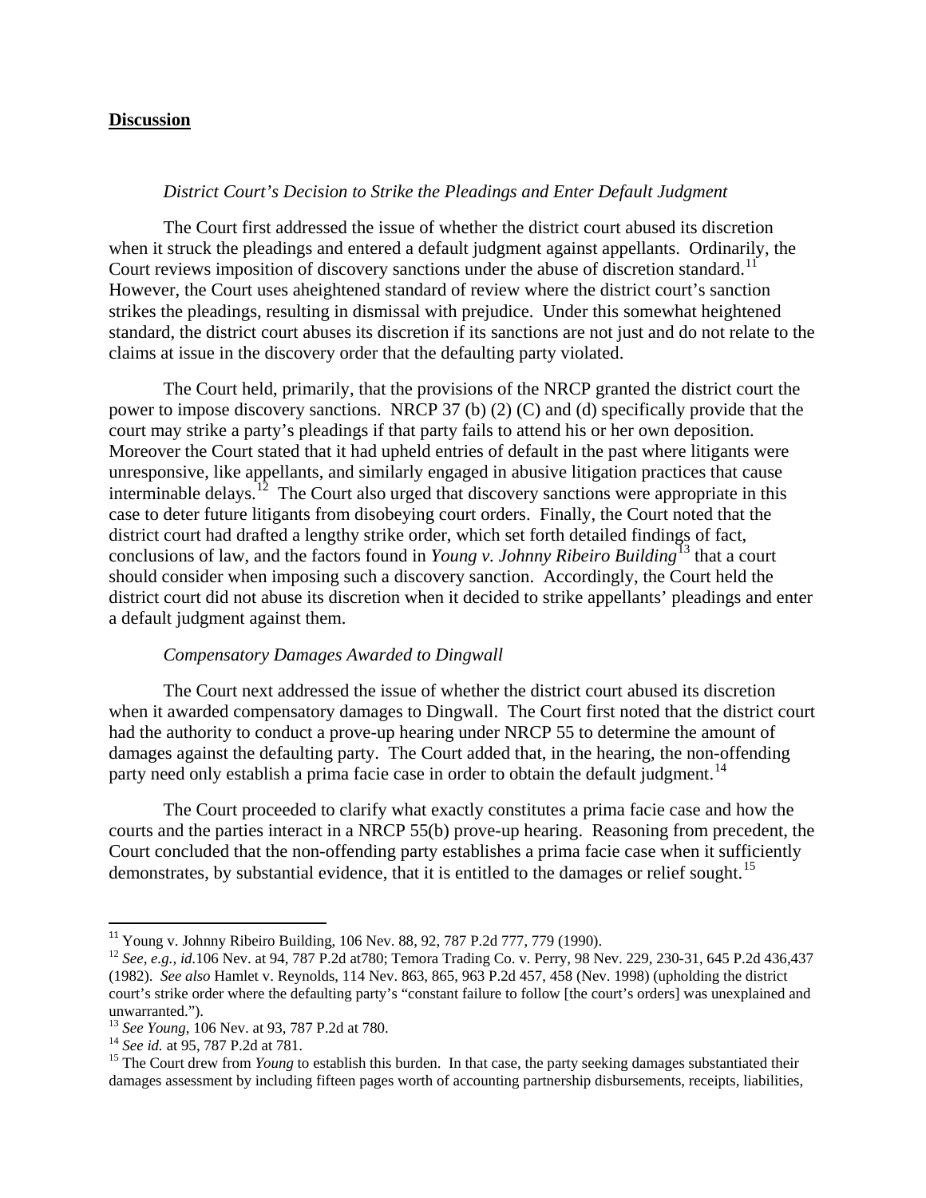## **Discussion**

*District Court's Decision to Strike the Pleadings and Enter Default Judgment*

The Court first addressed the issue of whether the district court abused its discretion when it struck the pleadings and entered a default judgment against appellants. Ordinarily, the Court reviews imposition of discovery sanctions under the abuse of discretion standard.[11] However, the Court uses aheightened standard of review where the district court's sanction strikes the pleadings, resulting in dismissal with prejudice. Under this somewhat heightened standard, the district court abuses its discretion if its sanctions are not just and do not relate to the claims at issue in the discovery order that the defaulting party violated.

The Court held, primarily, that the provisions of the NRCP granted the district court the power to impose discovery sanctions. NRCP 37 (b) (2) (C) and (d) specifically provide that the court may strike a party's pleadings if that party fails to attend his or her own deposition. Moreover the Court stated that it had upheld entries of default in the past where litigants were unresponsive, like appellants, and similarly engaged in abusive litigation practices that cause interminable delays.[12] The Court also urged that discovery sanctions were appropriate in this case to deter future litigants from disobeying court orders. Finally, the Court noted that the district court had drafted a lengthy strike order, which set forth detailed findings of fact, conclusions of law, and the factors found in *Young v. Johnny Ribeiro Building*[13] that a court should consider when imposing such a discovery sanction. Accordingly, the Court held the district court did not abuse its discretion when it decided to strike appellants' pleadings and enter a default judgment against them.

*Compensatory Damages Awarded to Dingwall*

The Court next addressed the issue of whether the district court abused its discretion when it awarded compensatory damages to Dingwall. The Court first noted that the district court had the authority to conduct a prove-up hearing under NRCP 55 to determine the amount of damages against the defaulting party. The Court added that, in the hearing, the non-offending party need only establish a prima facie case in order to obtain the default judgment.[14]

The Court proceeded to clarify what exactly constitutes a prima facie case and how the courts and the parties interact in a NRCP 55(b) prove-up hearing. Reasoning from precedent, the Court concluded that the non-offending party establishes a prima facie case when it sufficiently demonstrates, by substantial evidence, that it is entitled to the damages or relief sought.[15]

---

[11] Young v. Johnny Ribeiro Building, 106 Nev. 88, 92, 787 P.2d 777, 779 (1990).

[12] *See, e.g., id.*106 Nev. at 94, 787 P.2d at780; Temora Trading Co. v. Perry, 98 Nev. 229, 230-31, 645 P.2d 436,437 (1982). *See also* Hamlet v. Reynolds, 114 Nev. 863, 865, 963 P.2d 457, 458 (Nev. 1998) (upholding the district court's strike order where the defaulting party's "constant failure to follow [the court's orders] was unexplained and unwarranted.").

[13] *See Young*, 106 Nev. at 93, 787 P.2d at 780.

[14] *See id.* at 95, 787 P.2d at 781.

[15] The Court drew from *Young* to establish this burden. In that case, the party seeking damages substantiated their damages assessment by including fifteen pages worth of accounting partnership disbursements, receipts, liabilities,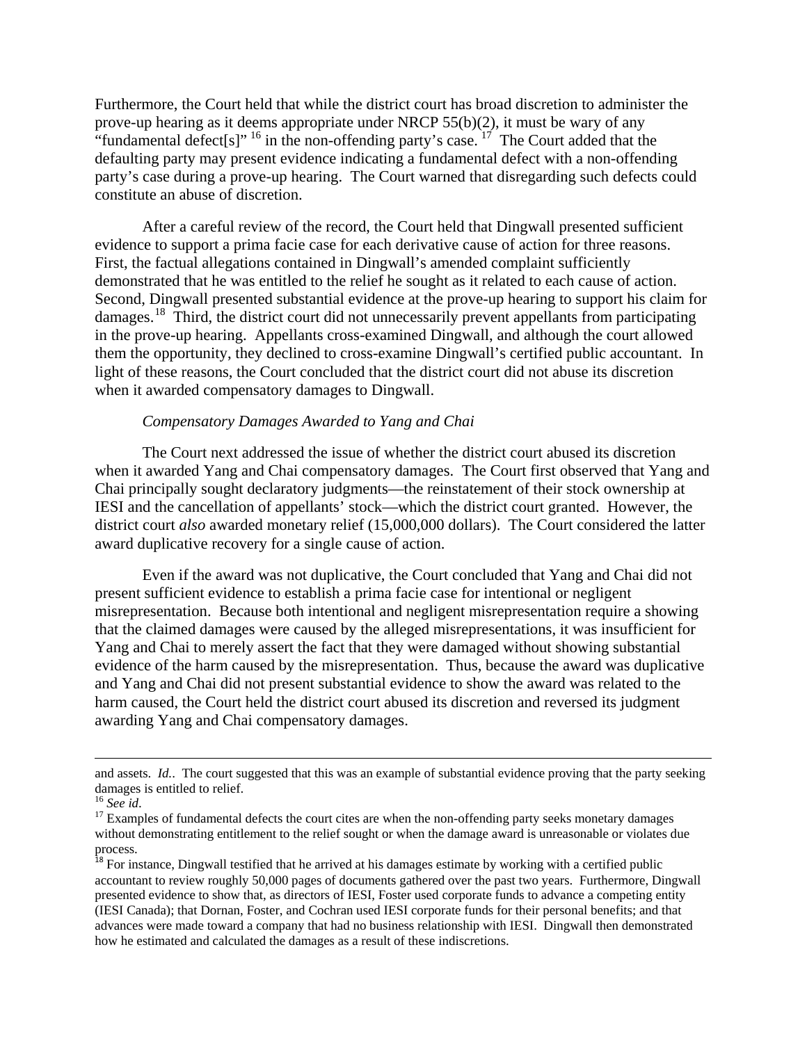Furthermore, the Court held that while the district court has broad discretion to administer the prove-up hearing as it deems appropriate under NRCP 55(b)(2), it must be wary of any "fundamental defect[s]" [16] in the non-offending party's case. [17] The Court added that the defaulting party may present evidence indicating a fundamental defect with a non-offending party's case during a prove-up hearing. The Court warned that disregarding such defects could constitute an abuse of discretion.

After a careful review of the record, the Court held that Dingwall presented sufficient evidence to support a prima facie case for each derivative cause of action for three reasons. First, the factual allegations contained in Dingwall's amended complaint sufficiently demonstrated that he was entitled to the relief he sought as it related to each cause of action. Second, Dingwall presented substantial evidence at the prove-up hearing to support his claim for damages.[18] Third, the district court did not unnecessarily prevent appellants from participating in the prove-up hearing. Appellants cross-examined Dingwall, and although the court allowed them the opportunity, they declined to cross-examine Dingwall's certified public accountant. In light of these reasons, the Court concluded that the district court did not abuse its discretion when it awarded compensatory damages to Dingwall.

*Compensatory Damages Awarded to Yang and Chai*

The Court next addressed the issue of whether the district court abused its discretion when it awarded Yang and Chai compensatory damages. The Court first observed that Yang and Chai principally sought declaratory judgments—the reinstatement of their stock ownership at IESI and the cancellation of appellants' stock—which the district court granted. However, the district court *also* awarded monetary relief (15,000,000 dollars). The Court considered the latter award duplicative recovery for a single cause of action.

Even if the award was not duplicative, the Court concluded that Yang and Chai did not present sufficient evidence to establish a prima facie case for intentional or negligent misrepresentation. Because both intentional and negligent misrepresentation require a showing that the claimed damages were caused by the alleged misrepresentations, it was insufficient for Yang and Chai to merely assert the fact that they were damaged without showing substantial evidence of the harm caused by the misrepresentation. Thus, because the award was duplicative and Yang and Chai did not present substantial evidence to show the award was related to the harm caused, the Court held the district court abused its discretion and reversed its judgment awarding Yang and Chai compensatory damages.

---

and assets. *Id.*. The court suggested that this was an example of substantial evidence proving that the party seeking damages is entitled to relief.

[16] *See id.*

[17] Examples of fundamental defects the court cites are when the non-offending party seeks monetary damages without demonstrating entitlement to the relief sought or when the damage award is unreasonable or violates due process.

[18] For instance, Dingwall testified that he arrived at his damages estimate by working with a certified public accountant to review roughly 50,000 pages of documents gathered over the past two years. Furthermore, Dingwall presented evidence to show that, as directors of IESI, Foster used corporate funds to advance a competing entity (IESI Canada); that Dornan, Foster, and Cochran used IESI corporate funds for their personal benefits; and that advances were made toward a company that had no business relationship with IESI. Dingwall then demonstrated how he estimated and calculated the damages as a result of these indiscretions.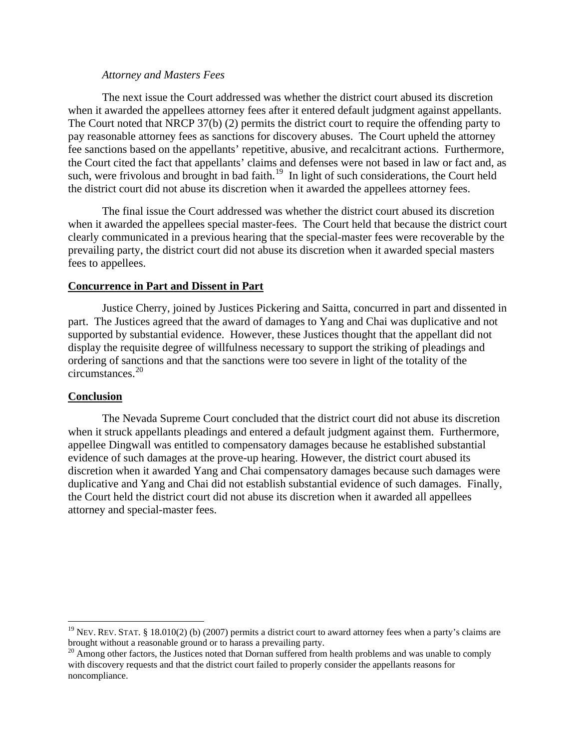*Attorney and Masters Fees*

The next issue the Court addressed was whether the district court abused its discretion when it awarded the appellees attorney fees after it entered default judgment against appellants. The Court noted that NRCP 37(b) (2) permits the district court to require the offending party to pay reasonable attorney fees as sanctions for discovery abuses. The Court upheld the attorney fee sanctions based on the appellants' repetitive, abusive, and recalcitrant actions. Furthermore, the Court cited the fact that appellants' claims and defenses were not based in law or fact and, as such, were frivolous and brought in bad faith.[19] In light of such considerations, the Court held the district court did not abuse its discretion when it awarded the appellees attorney fees.

The final issue the Court addressed was whether the district court abused its discretion when it awarded the appellees special master-fees. The Court held that because the district court clearly communicated in a previous hearing that the special-master fees were recoverable by the prevailing party, the district court did not abuse its discretion when it awarded special masters fees to appellees.

## Concurrence in Part and Dissent in Part

Justice Cherry, joined by Justices Pickering and Saitta, concurred in part and dissented in part. The Justices agreed that the award of damages to Yang and Chai was duplicative and not supported by substantial evidence. However, these Justices thought that the appellant did not display the requisite degree of willfulness necessary to support the striking of pleadings and ordering of sanctions and that the sanctions were too severe in light of the totality of the circumstances.[20]

## Conclusion

The Nevada Supreme Court concluded that the district court did not abuse its discretion when it struck appellants pleadings and entered a default judgment against them. Furthermore, appellee Dingwall was entitled to compensatory damages because he established substantial evidence of such damages at the prove-up hearing. However, the district court abused its discretion when it awarded Yang and Chai compensatory damages because such damages were duplicative and Yang and Chai did not establish substantial evidence of such damages. Finally, the Court held the district court did not abuse its discretion when it awarded all appellees attorney and special-master fees.

---

[19] NEV. REV. STAT. § 18.010(2) (b) (2007) permits a district court to award attorney fees when a party's claims are brought without a reasonable ground or to harass a prevailing party.

[20] Among other factors, the Justices noted that Dornan suffered from health problems and was unable to comply with discovery requests and that the district court failed to properly consider the appellants reasons for noncompliance.